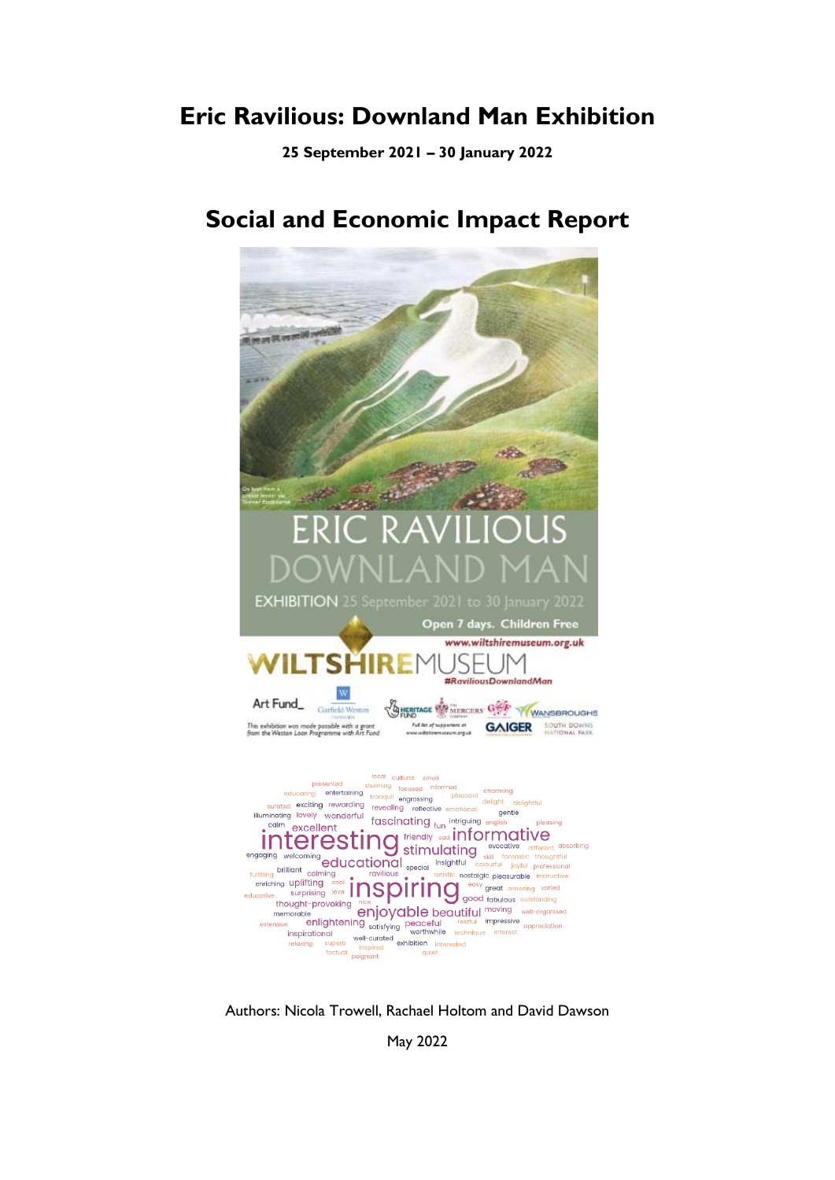# Eric Ravilious: Downland Man Exhibition

**25 September 2021 – 30 January 2022**

# Social and Economic Impact Report

Authors: Nicola Trowell, Rachael Holtom and David Dawson

May 2022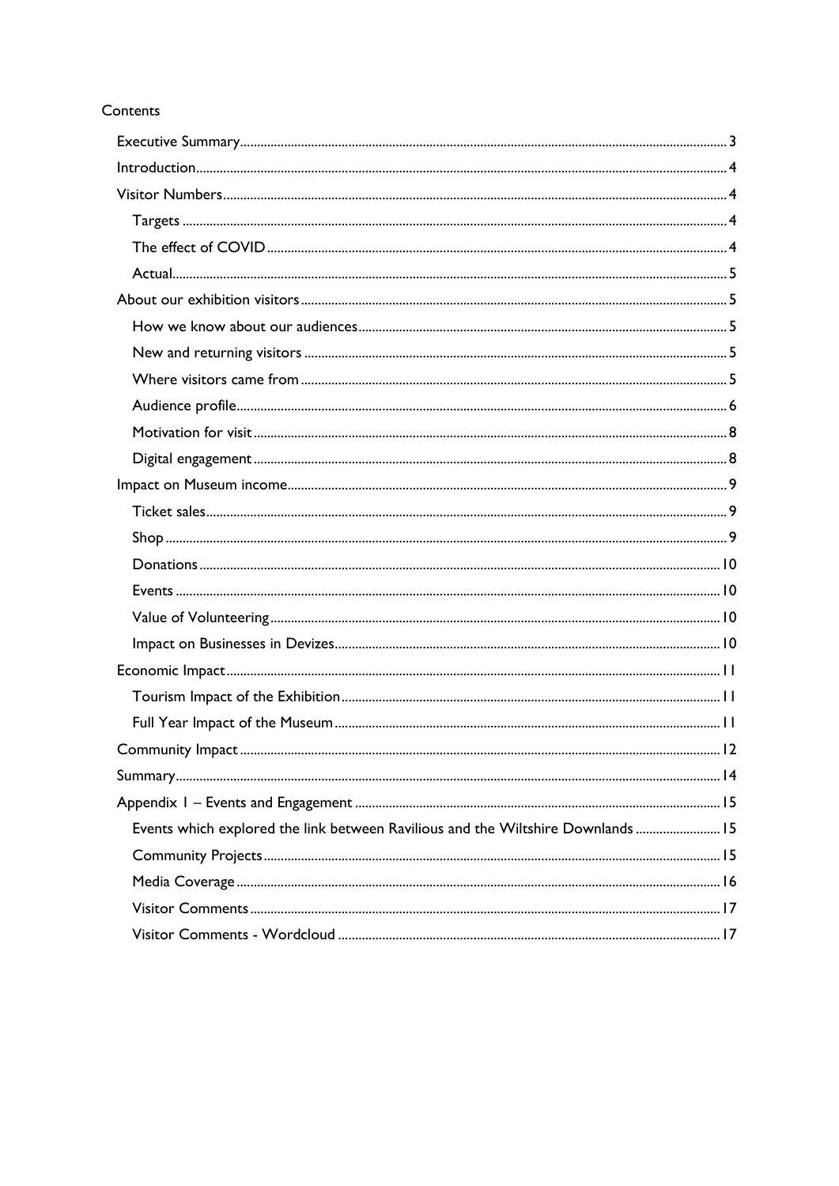Contents

- Executive Summary 3
- Introduction 4
- Visitor Numbers 4
  - Targets 4
  - The effect of COVID 4
  - Actual 5
- About our exhibition visitors 5
  - How we know about our audiences 5
  - New and returning visitors 5
  - Where visitors came from 5
  - Audience profile 6
  - Motivation for visit 8
  - Digital engagement 8
- Impact on Museum income 9
  - Ticket sales 9
  - Shop 9
  - Donations 10
  - Events 10
  - Value of Volunteering 10
  - Impact on Businesses in Devizes 10
- Economic Impact 11
  - Tourism Impact of the Exhibition 11
  - Full Year Impact of the Museum 11
- Community Impact 12
- Summary 14
- Appendix 1 – Events and Engagement 15
  - Events which explored the link between Ravilious and the Wiltshire Downlands 15
  - Community Projects 15
  - Media Coverage 16
  - Visitor Comments 17
  - Visitor Comments - Wordcloud 17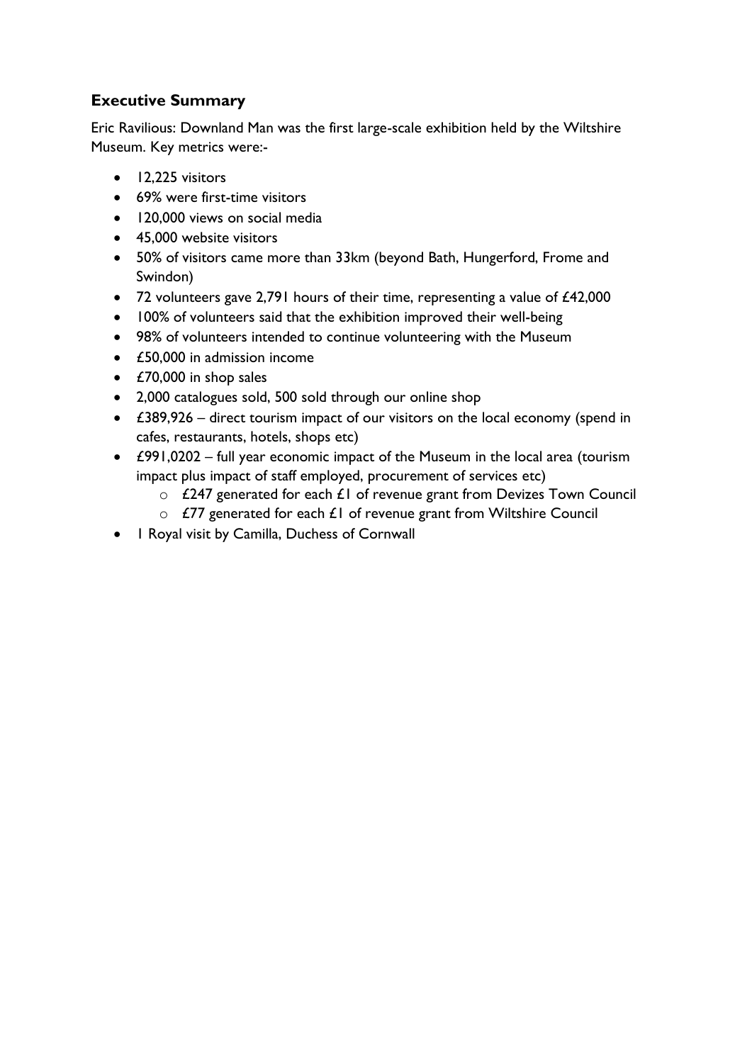## Executive Summary

Eric Ravilious: Downland Man was the first large-scale exhibition held by the Wiltshire Museum. Key metrics were:-

- 12,225 visitors
- 69% were first-time visitors
- 120,000 views on social media
- 45,000 website visitors
- 50% of visitors came more than 33km (beyond Bath, Hungerford, Frome and Swindon)
- 72 volunteers gave 2,791 hours of their time, representing a value of £42,000
- 100% of volunteers said that the exhibition improved their well-being
- 98% of volunteers intended to continue volunteering with the Museum
- £50,000 in admission income
- £70,000 in shop sales
- 2,000 catalogues sold, 500 sold through our online shop
- £389,926 – direct tourism impact of our visitors on the local economy (spend in cafes, restaurants, hotels, shops etc)
- £991,0202 – full year economic impact of the Museum in the local area (tourism impact plus impact of staff employed, procurement of services etc)
  - £247 generated for each £1 of revenue grant from Devizes Town Council
  - £77 generated for each £1 of revenue grant from Wiltshire Council
- 1 Royal visit by Camilla, Duchess of Cornwall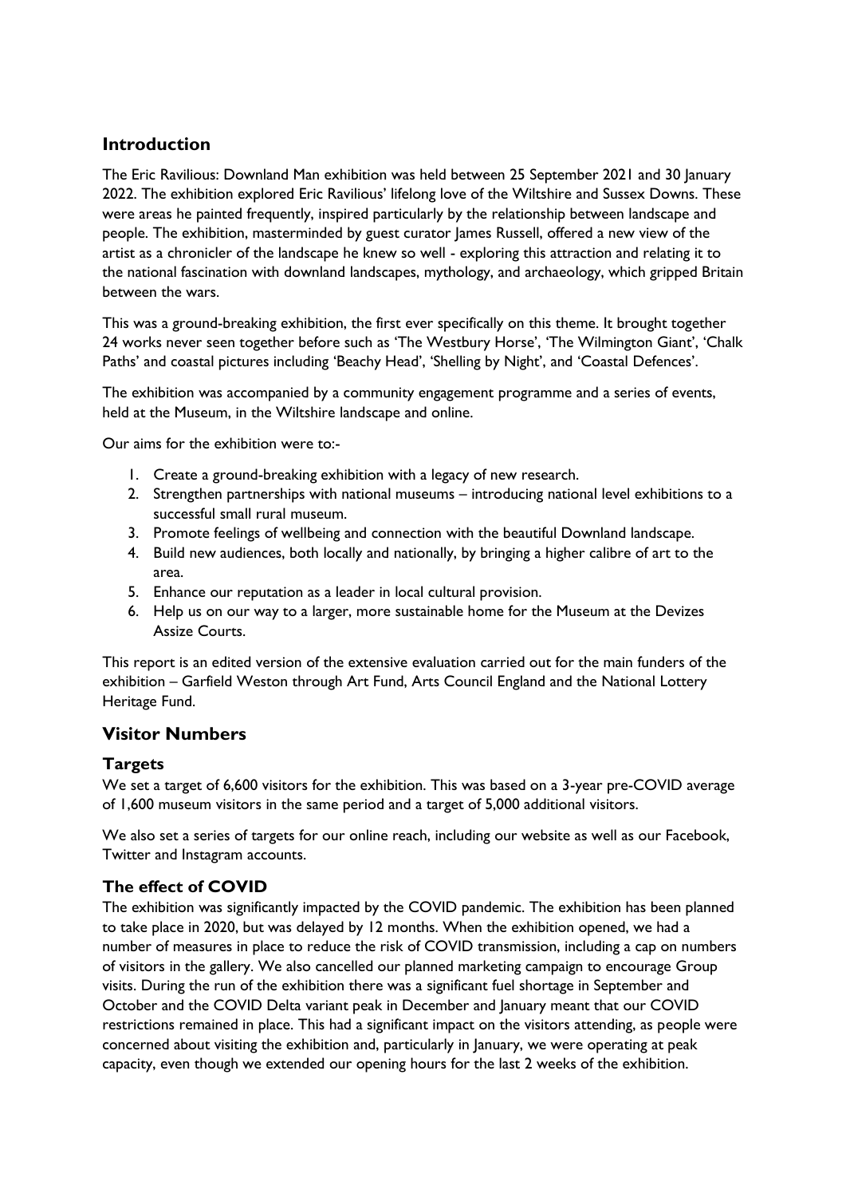## Introduction

The Eric Ravilious: Downland Man exhibition was held between 25 September 2021 and 30 January 2022. The exhibition explored Eric Ravilious' lifelong love of the Wiltshire and Sussex Downs. These were areas he painted frequently, inspired particularly by the relationship between landscape and people. The exhibition, masterminded by guest curator James Russell, offered a new view of the artist as a chronicler of the landscape he knew so well - exploring this attraction and relating it to the national fascination with downland landscapes, mythology, and archaeology, which gripped Britain between the wars.

This was a ground-breaking exhibition, the first ever specifically on this theme. It brought together 24 works never seen together before such as 'The Westbury Horse', 'The Wilmington Giant', 'Chalk Paths' and coastal pictures including 'Beachy Head', 'Shelling by Night', and 'Coastal Defences'.

The exhibition was accompanied by a community engagement programme and a series of events, held at the Museum, in the Wiltshire landscape and online.

Our aims for the exhibition were to:-

1. Create a ground-breaking exhibition with a legacy of new research.
2. Strengthen partnerships with national museums – introducing national level exhibitions to a successful small rural museum.
3. Promote feelings of wellbeing and connection with the beautiful Downland landscape.
4. Build new audiences, both locally and nationally, by bringing a higher calibre of art to the area.
5. Enhance our reputation as a leader in local cultural provision.
6. Help us on our way to a larger, more sustainable home for the Museum at the Devizes Assize Courts.

This report is an edited version of the extensive evaluation carried out for the main funders of the exhibition – Garfield Weston through Art Fund, Arts Council England and the National Lottery Heritage Fund.

## Visitor Numbers

### Targets

We set a target of 6,600 visitors for the exhibition. This was based on a 3-year pre-COVID average of 1,600 museum visitors in the same period and a target of 5,000 additional visitors.

We also set a series of targets for our online reach, including our website as well as our Facebook, Twitter and Instagram accounts.

### The effect of COVID

The exhibition was significantly impacted by the COVID pandemic. The exhibition has been planned to take place in 2020, but was delayed by 12 months. When the exhibition opened, we had a number of measures in place to reduce the risk of COVID transmission, including a cap on numbers of visitors in the gallery. We also cancelled our planned marketing campaign to encourage Group visits. During the run of the exhibition there was a significant fuel shortage in September and October and the COVID Delta variant peak in December and January meant that our COVID restrictions remained in place. This had a significant impact on the visitors attending, as people were concerned about visiting the exhibition and, particularly in January, we were operating at peak capacity, even though we extended our opening hours for the last 2 weeks of the exhibition.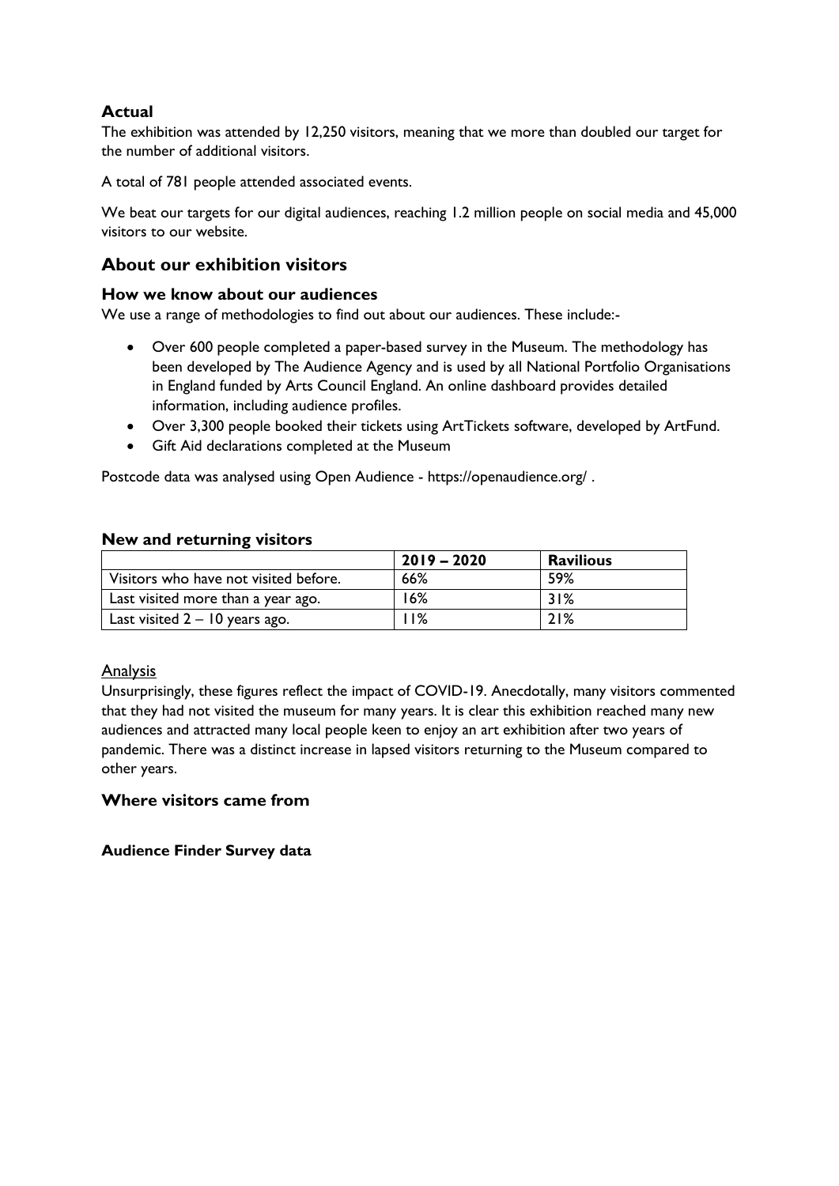### Actual

The exhibition was attended by 12,250 visitors, meaning that we more than doubled our target for the number of additional visitors.

A total of 781 people attended associated events.

We beat our targets for our digital audiences, reaching 1.2 million people on social media and 45,000 visitors to our website.

## About our exhibition visitors

### How we know about our audiences

We use a range of methodologies to find out about our audiences. These include:-

- Over 600 people completed a paper-based survey in the Museum. The methodology has been developed by The Audience Agency and is used by all National Portfolio Organisations in England funded by Arts Council England. An online dashboard provides detailed information, including audience profiles.
- Over 3,300 people booked their tickets using ArtTickets software, developed by ArtFund.
- Gift Aid declarations completed at the Museum

Postcode data was analysed using Open Audience - https://openaudience.org/ .

### New and returning visitors

| | 2019 – 2020 | Ravilious |
|---|---|---|
| Visitors who have not visited before. | 66% | 59% |
| Last visited more than a year ago. | 16% | 31% |
| Last visited 2 – 10 years ago. | 11% | 21% |

Analysis

Unsurprisingly, these figures reflect the impact of COVID-19. Anecdotally, many visitors commented that they had not visited the museum for many years. It is clear this exhibition reached many new audiences and attracted many local people keen to enjoy an art exhibition after two years of pandemic. There was a distinct increase in lapsed visitors returning to the Museum compared to other years.

### Where visitors came from

**Audience Finder Survey data**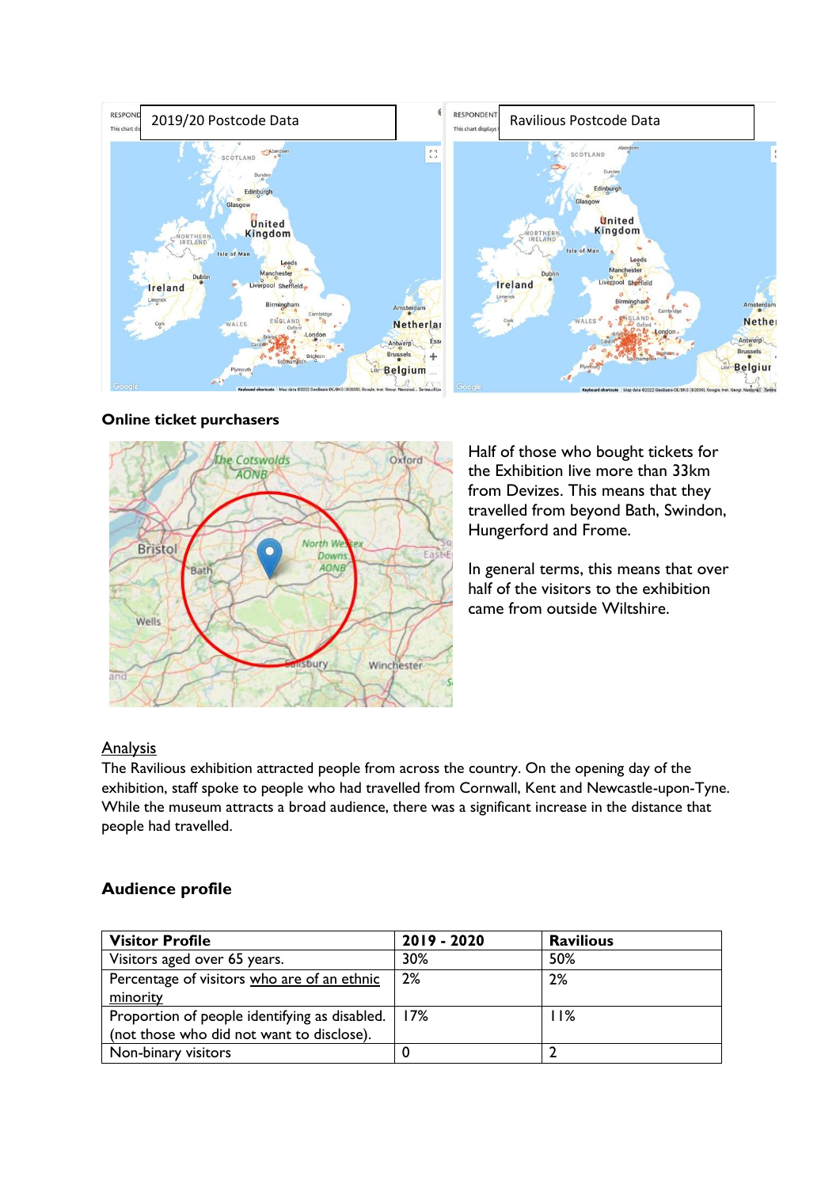2019/20 Postcode Data

Ravilious Postcode Data

**Online ticket purchasers**

Half of those who bought tickets for the Exhibition live more than 33km from Devizes. This means that they travelled from beyond Bath, Swindon, Hungerford and Frome.

In general terms, this means that over half of the visitors to the exhibition came from outside Wiltshire.

## Analysis

The Ravilious exhibition attracted people from across the country. On the opening day of the exhibition, staff spoke to people who had travelled from Cornwall, Kent and Newcastle-upon-Tyne. While the museum attracts a broad audience, there was a significant increase in the distance that people had travelled.

## Audience profile

| Visitor Profile | 2019 - 2020 | Ravilious |
|---|---|---|
| Visitors aged over 65 years. | 30% | 50% |
| Percentage of visitors who are of an ethnic minority | 2% | 2% |
| Proportion of people identifying as disabled. (not those who did not want to disclose). | 17% | 11% |
| Non-binary visitors | 0 | 2 |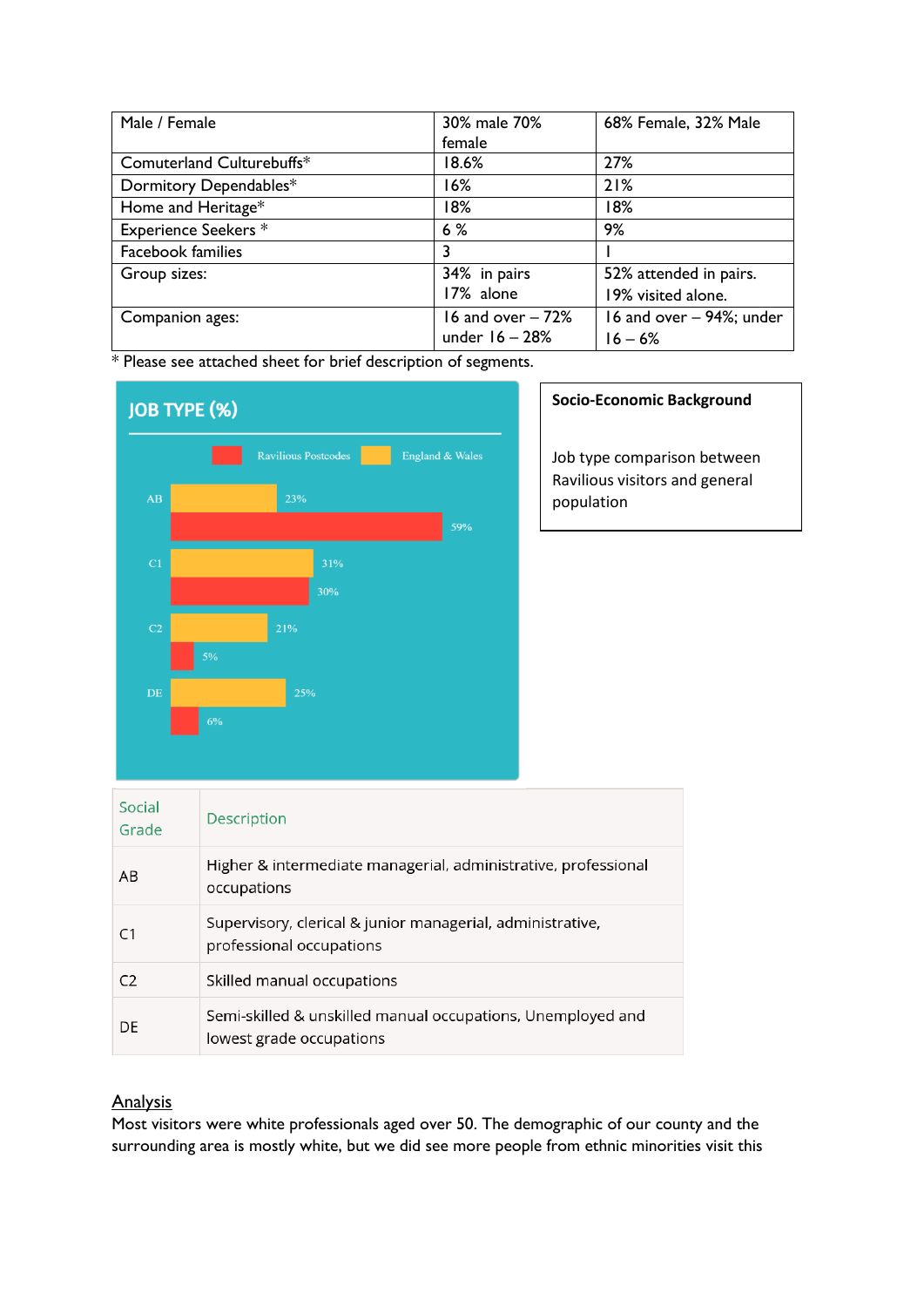| Male / Female | 30% male 70% female | 68% Female, 32% Male |
|---|---|---|
| Comuterland Culturebuffs* | 18.6% | 27% |
| Dormitory Dependables* | 16% | 21% |
| Home and Heritage* | 18% | 18% |
| Experience Seekers * | 6 % | 9% |
| Facebook families | 3 | 1 |
| Group sizes: | 34% in pairs<br>17% alone | 52% attended in pairs.<br>19% visited alone. |
| Companion ages: | 16 and over – 72%<br>under 16 – 28% | 16 and over – 94%; under 16 – 6% |

* Please see attached sheet for brief description of segments.

**JOB TYPE (%)**

| | England & Wales | Ravilious Postcodes |
|---|---|---|
| AB | 23% | 59% |
| C1 | 31% | 30% |
| C2 | 21% | 5% |
| DE | 25% | 6% |

**Socio-Economic Background**

Job type comparison between Ravilious visitors and general population

| Social Grade | Description |
|---|---|
| AB | Higher & intermediate managerial, administrative, professional occupations |
| C1 | Supervisory, clerical & junior managerial, administrative, professional occupations |
| C2 | Skilled manual occupations |
| DE | Semi-skilled & unskilled manual occupations, Unemployed and lowest grade occupations |

## Analysis

Most visitors were white professionals aged over 50. The demographic of our county and the surrounding area is mostly white, but we did see more people from ethnic minorities visit this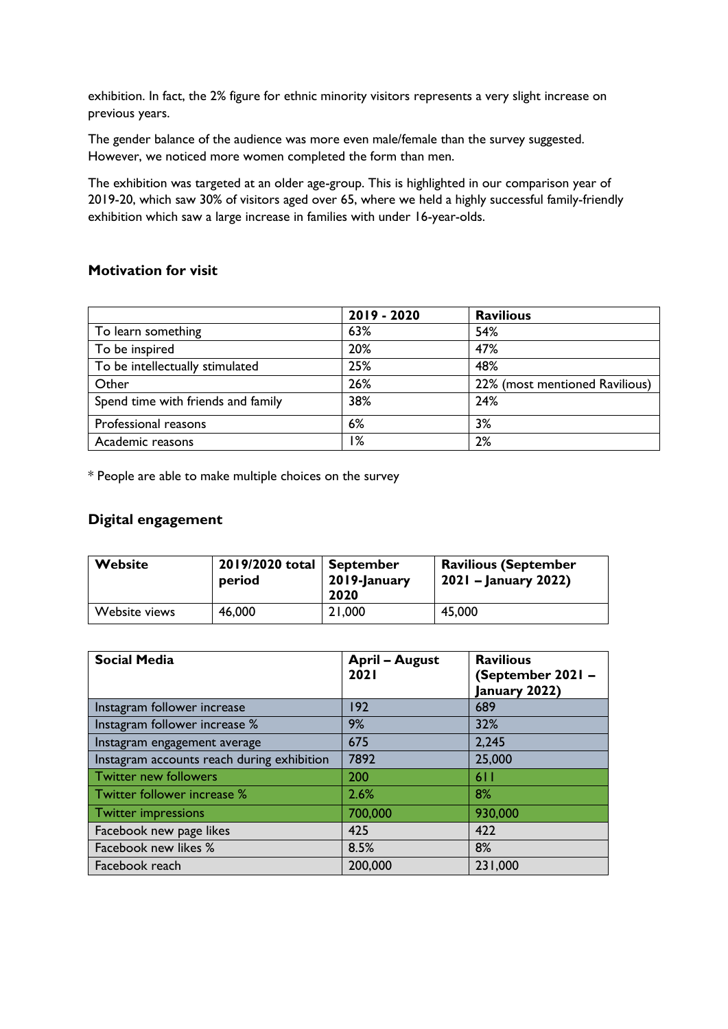exhibition. In fact, the 2% figure for ethnic minority visitors represents a very slight increase on previous years.

The gender balance of the audience was more even male/female than the survey suggested. However, we noticed more women completed the form than men.

The exhibition was targeted at an older age-group. This is highlighted in our comparison year of 2019-20, which saw 30% of visitors aged over 65, where we held a highly successful family-friendly exhibition which saw a large increase in families with under 16-year-olds.

### Motivation for visit

| | 2019 - 2020 | Ravilious |
|---|---|---|
| To learn something | 63% | 54% |
| To be inspired | 20% | 47% |
| To be intellectually stimulated | 25% | 48% |
| Other | 26% | 22% (most mentioned Ravilious) |
| Spend time with friends and family | 38% | 24% |
| Professional reasons | 6% | 3% |
| Academic reasons | 1% | 2% |

* People are able to make multiple choices on the survey

### Digital engagement

| Website | 2019/2020 total period | September 2019-January 2020 | Ravilious (September 2021 – January 2022) |
|---|---|---|---|
| Website views | 46,000 | 21,000 | 45,000 |

| Social Media | April – August 2021 | Ravilious (September 2021 – January 2022) |
|---|---|---|
| Instagram follower increase | 192 | 689 |
| Instagram follower increase % | 9% | 32% |
| Instagram engagement average | 675 | 2,245 |
| Instagram accounts reach during exhibition | 7892 | 25,000 |
| Twitter new followers | 200 | 611 |
| Twitter follower increase % | 2.6% | 8% |
| Twitter impressions | 700,000 | 930,000 |
| Facebook new page likes | 425 | 422 |
| Facebook new likes % | 8.5% | 8% |
| Facebook reach | 200,000 | 231,000 |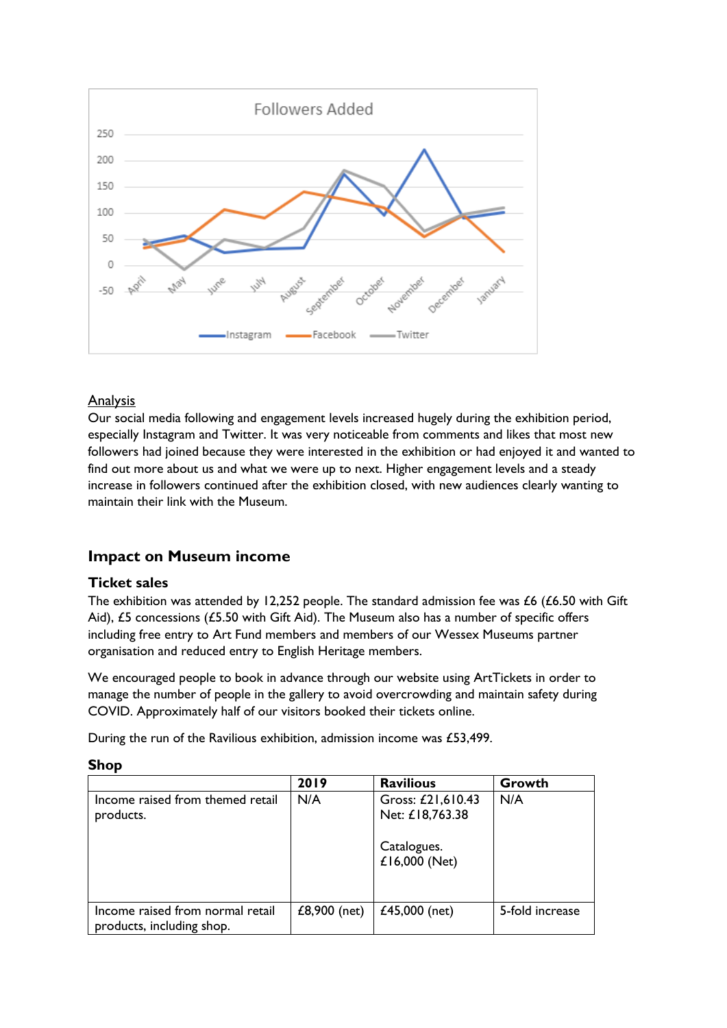Followers Added

Analysis

Our social media following and engagement levels increased hugely during the exhibition period, especially Instagram and Twitter. It was very noticeable from comments and likes that most new followers had joined because they were interested in the exhibition or had enjoyed it and wanted to find out more about us and what we were up to next. Higher engagement levels and a steady increase in followers continued after the exhibition closed, with new audiences clearly wanting to maintain their link with the Museum.

## Impact on Museum income

### Ticket sales

The exhibition was attended by 12,252 people. The standard admission fee was £6 (£6.50 with Gift Aid), £5 concessions (£5.50 with Gift Aid). The Museum also has a number of specific offers including free entry to Art Fund members and members of our Wessex Museums partner organisation and reduced entry to English Heritage members.

We encouraged people to book in advance through our website using ArtTickets in order to manage the number of people in the gallery to avoid overcrowding and maintain safety during COVID. Approximately half of our visitors booked their tickets online.

During the run of the Ravilious exhibition, admission income was £53,499.

### Shop

| | 2019 | Ravilious | Growth |
|---|---|---|---|
| Income raised from themed retail products. | N/A | Gross: £21,610.43<br>Net: £18,763.38<br><br>Catalogues.<br>£16,000 (Net) | N/A |
| Income raised from normal retail products, including shop. | £8,900 (net) | £45,000 (net) | 5-fold increase |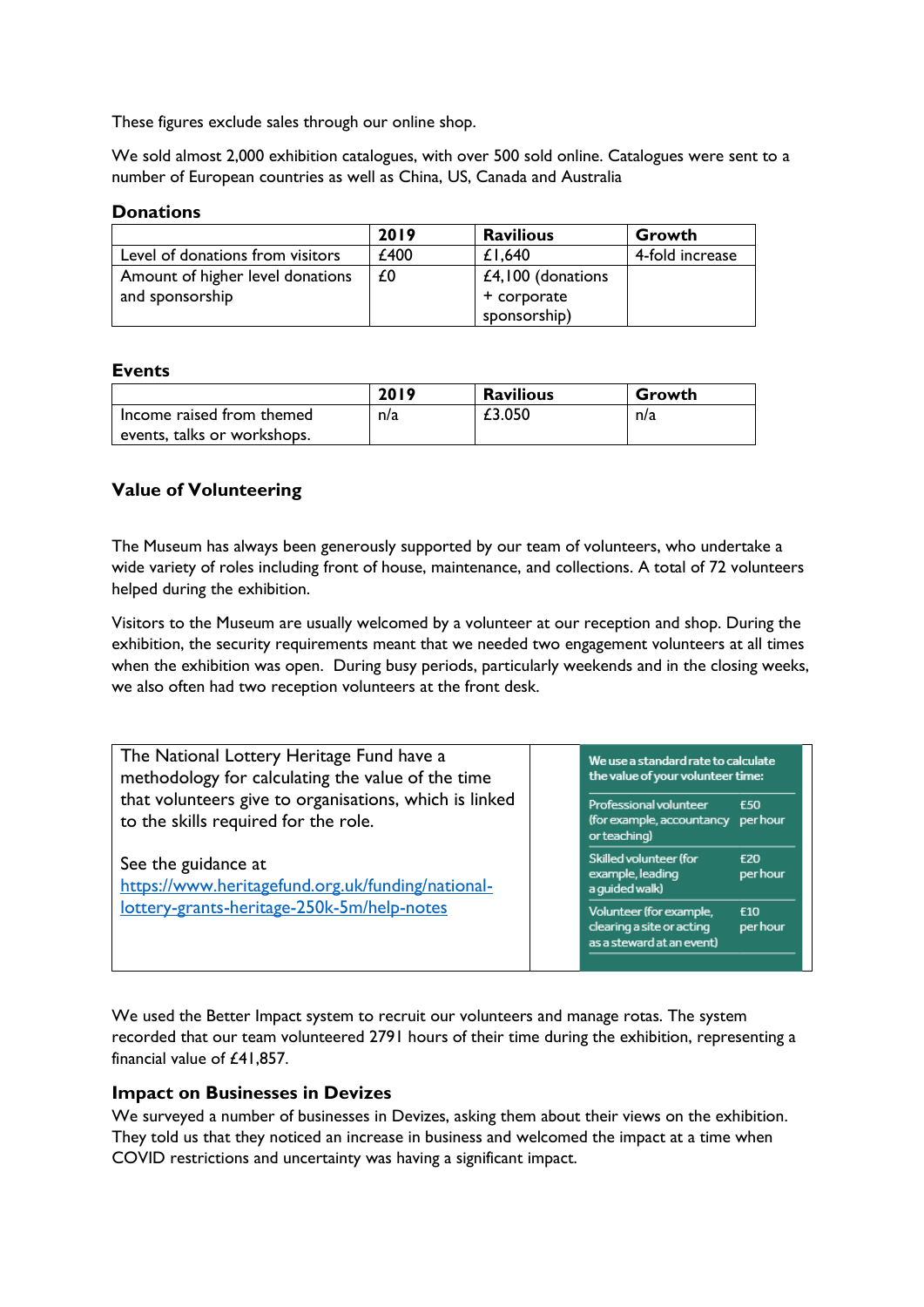These figures exclude sales through our online shop.

We sold almost 2,000 exhibition catalogues, with over 500 sold online. Catalogues were sent to a number of European countries as well as China, US, Canada and Australia

### Donations

| | 2019 | Ravilious | Growth |
|---|---|---|---|
| Level of donations from visitors | £400 | £1,640 | 4-fold increase |
| Amount of higher level donations and sponsorship | £0 | £4,100 (donations + corporate sponsorship) | |

### Events

| | 2019 | Ravilious | Growth |
|---|---|---|---|
| Income raised from themed events, talks or workshops. | n/a | £3.050 | n/a |

### Value of Volunteering

The Museum has always been generously supported by our team of volunteers, who undertake a wide variety of roles including front of house, maintenance, and collections. A total of 72 volunteers helped during the exhibition.

Visitors to the Museum are usually welcomed by a volunteer at our reception and shop. During the exhibition, the security requirements meant that we needed two engagement volunteers at all times when the exhibition was open. During busy periods, particularly weekends and in the closing weeks, we also often had two reception volunteers at the front desk.

| | |
|---|---|
| The National Lottery Heritage Fund have a methodology for calculating the value of the time that volunteers give to organisations, which is linked to the skills required for the role.<br><br>See the guidance at https://www.heritagefund.org.uk/funding/national-lottery-grants-heritage-250k-5m/help-notes | We use a standard rate to calculate the value of your volunteer time:<br>Professional volunteer (for example, accountancy or teaching) — £50 per hour<br>Skilled volunteer (for example, leading a guided walk) — £20 per hour<br>Volunteer (for example, clearing a site or acting as a steward at an event) — £10 per hour |

We used the Better Impact system to recruit our volunteers and manage rotas. The system recorded that our team volunteered 2791 hours of their time during the exhibition, representing a financial value of £41,857.

### Impact on Businesses in Devizes

We surveyed a number of businesses in Devizes, asking them about their views on the exhibition. They told us that they noticed an increase in business and welcomed the impact at a time when COVID restrictions and uncertainty was having a significant impact.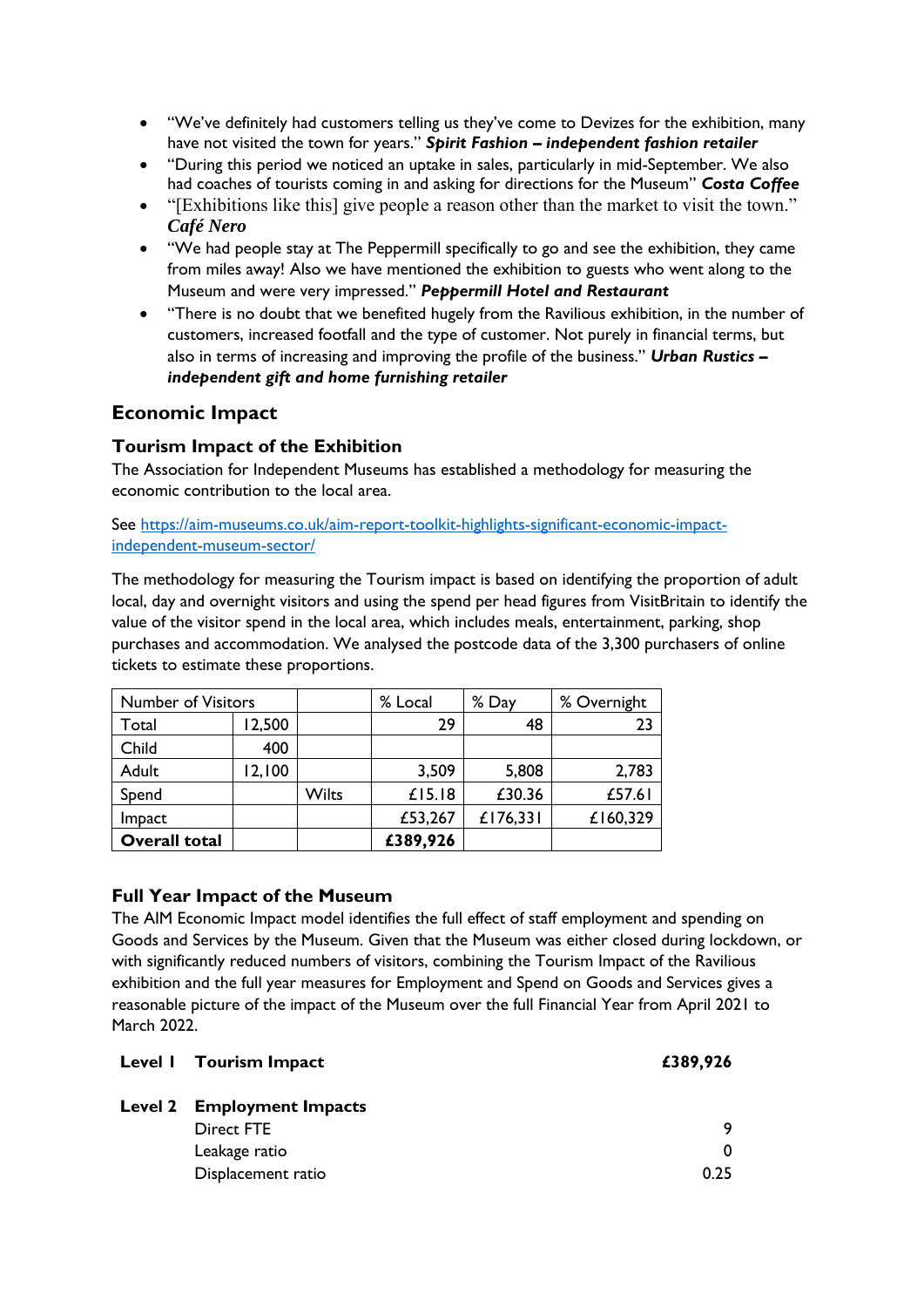- "We've definitely had customers telling us they've come to Devizes for the exhibition, many have not visited the town for years." ***Spirit Fashion – independent fashion retailer***
- "During this period we noticed an uptake in sales, particularly in mid-September. We also had coaches of tourists coming in and asking for directions for the Museum" ***Costa Coffee***
- "[Exhibitions like this] give people a reason other than the market to visit the town." ***Café Nero***
- "We had people stay at The Peppermill specifically to go and see the exhibition, they came from miles away! Also we have mentioned the exhibition to guests who went along to the Museum and were very impressed." ***Peppermill Hotel and Restaurant***
- "There is no doubt that we benefited hugely from the Ravilious exhibition, in the number of customers, increased footfall and the type of customer. Not purely in financial terms, but also in terms of increasing and improving the profile of the business." ***Urban Rustics – independent gift and home furnishing retailer***

## Economic Impact

### Tourism Impact of the Exhibition

The Association for Independent Museums has established a methodology for measuring the economic contribution to the local area.

See https://aim-museums.co.uk/aim-report-toolkit-highlights-significant-economic-impact-independent-museum-sector/

The methodology for measuring the Tourism impact is based on identifying the proportion of adult local, day and overnight visitors and using the spend per head figures from VisitBritain to identify the value of the visitor spend in the local area, which includes meals, entertainment, parking, shop purchases and accommodation. We analysed the postcode data of the 3,300 purchasers of online tickets to estimate these proportions.

| Number of Visitors | | | % Local | % Day | % Overnight |
|---|---|---|---|---|---|
| Total | 12,500 | | 29 | 48 | 23 |
| Child | 400 | | | | |
| Adult | 12,100 | | 3,509 | 5,808 | 2,783 |
| Spend | | Wilts | £15.18 | £30.36 | £57.61 |
| Impact | | | £53,267 | £176,331 | £160,329 |
| **Overall total** | | | **£389,926** | | |

### Full Year Impact of the Museum

The AIM Economic Impact model identifies the full effect of staff employment and spending on Goods and Services by the Museum. Given that the Museum was either closed during lockdown, or with significantly reduced numbers of visitors, combining the Tourism Impact of the Ravilious exhibition and the full year measures for Employment and Spend on Goods and Services gives a reasonable picture of the impact of the Museum over the full Financial Year from April 2021 to March 2022.

| | | |
|---|---|---|
| **Level 1** | **Tourism Impact** | **£389,926** |
| **Level 2** | **Employment Impacts** | |
| | Direct FTE | 9 |
| | Leakage ratio | 0 |
| | Displacement ratio | 0.25 |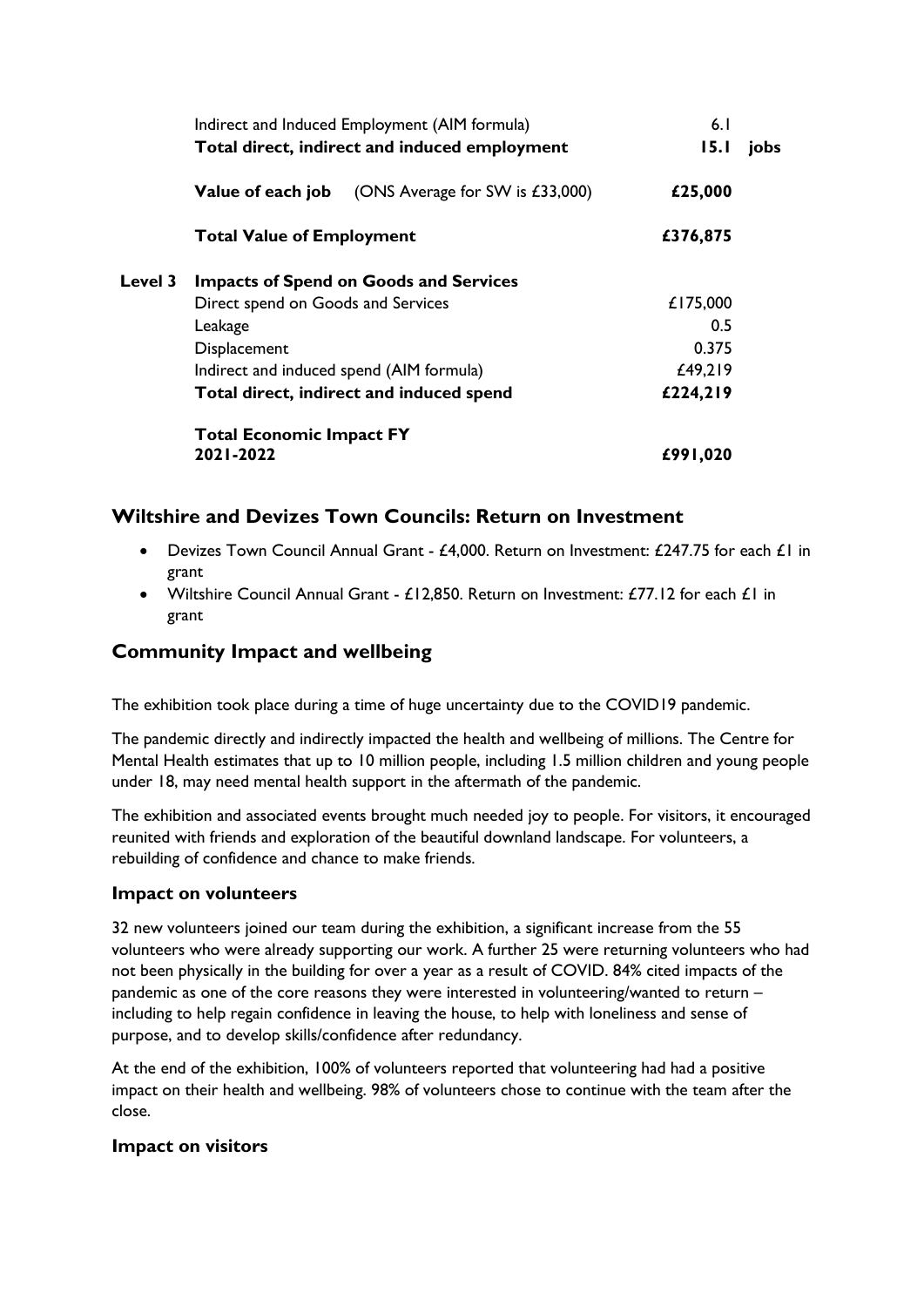|  |  |  |  |
|---|---|---|---|
|  | Indirect and Induced Employment (AIM formula) | 6.1 |  |
|  | **Total direct, indirect and induced employment** | **15.1** | **jobs** |
|  | **Value of each job** (ONS Average for SW is £33,000) | **£25,000** |  |
|  | **Total Value of Employment** | **£376,875** |  |
| **Level 3** | **Impacts of Spend on Goods and Services** |  |  |
|  | Direct spend on Goods and Services | £175,000 |  |
|  | Leakage | 0.5 |  |
|  | Displacement | 0.375 |  |
|  | Indirect and induced spend (AIM formula) | £49,219 |  |
|  | **Total direct, indirect and induced spend** | **£224,219** |  |
|  | **Total Economic Impact FY 2021-2022** | **£991,020** |  |

## Wiltshire and Devizes Town Councils: Return on Investment

- Devizes Town Council Annual Grant - £4,000. Return on Investment: £247.75 for each £1 in grant
- Wiltshire Council Annual Grant - £12,850. Return on Investment: £77.12 for each £1 in grant

## Community Impact and wellbeing

The exhibition took place during a time of huge uncertainty due to the COVID19 pandemic.

The pandemic directly and indirectly impacted the health and wellbeing of millions. The Centre for Mental Health estimates that up to 10 million people, including 1.5 million children and young people under 18, may need mental health support in the aftermath of the pandemic.

The exhibition and associated events brought much needed joy to people. For visitors, it encouraged reunited with friends and exploration of the beautiful downland landscape. For volunteers, a rebuilding of confidence and chance to make friends.

### Impact on volunteers

32 new volunteers joined our team during the exhibition, a significant increase from the 55 volunteers who were already supporting our work. A further 25 were returning volunteers who had not been physically in the building for over a year as a result of COVID. 84% cited impacts of the pandemic as one of the core reasons they were interested in volunteering/wanted to return – including to help regain confidence in leaving the house, to help with loneliness and sense of purpose, and to develop skills/confidence after redundancy.

At the end of the exhibition, 100% of volunteers reported that volunteering had had a positive impact on their health and wellbeing. 98% of volunteers chose to continue with the team after the close.

### Impact on visitors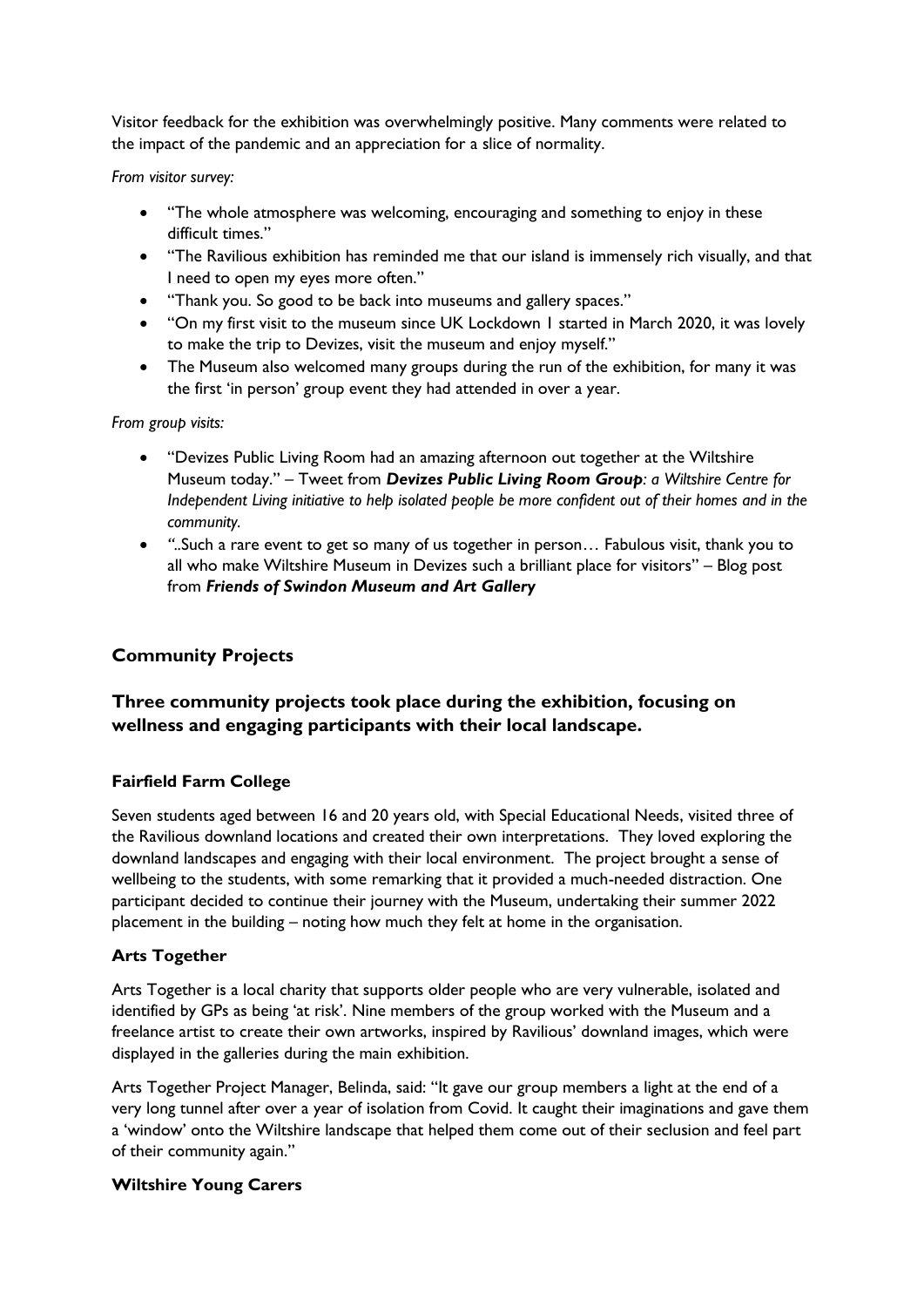Visitor feedback for the exhibition was overwhelmingly positive. Many comments were related to the impact of the pandemic and an appreciation for a slice of normality.

*From visitor survey:*

- "The whole atmosphere was welcoming, encouraging and something to enjoy in these difficult times."
- "The Ravilious exhibition has reminded me that our island is immensely rich visually, and that I need to open my eyes more often."
- "Thank you. So good to be back into museums and gallery spaces."
- "On my first visit to the museum since UK Lockdown 1 started in March 2020, it was lovely to make the trip to Devizes, visit the museum and enjoy myself."
- The Museum also welcomed many groups during the run of the exhibition, for many it was the first 'in person' group event they had attended in over a year.

*From group visits:*

- "Devizes Public Living Room had an amazing afternoon out together at the Wiltshire Museum today." – Tweet from ***Devizes Public Living Room Group****: a Wiltshire Centre for Independent Living initiative to help isolated people be more confident out of their homes and in the community.*
- "..Such a rare event to get so many of us together in person… Fabulous visit, thank you to all who make Wiltshire Museum in Devizes such a brilliant place for visitors" – Blog post from ***Friends of Swindon Museum and Art Gallery***

## Community Projects

## Three community projects took place during the exhibition, focusing on wellness and engaging participants with their local landscape.

### Fairfield Farm College

Seven students aged between 16 and 20 years old, with Special Educational Needs, visited three of the Ravilious downland locations and created their own interpretations. They loved exploring the downland landscapes and engaging with their local environment. The project brought a sense of wellbeing to the students, with some remarking that it provided a much-needed distraction. One participant decided to continue their journey with the Museum, undertaking their summer 2022 placement in the building – noting how much they felt at home in the organisation.

### Arts Together

Arts Together is a local charity that supports older people who are very vulnerable, isolated and identified by GPs as being 'at risk'. Nine members of the group worked with the Museum and a freelance artist to create their own artworks, inspired by Ravilious' downland images, which were displayed in the galleries during the main exhibition.

Arts Together Project Manager, Belinda, said: "It gave our group members a light at the end of a very long tunnel after over a year of isolation from Covid. It caught their imaginations and gave them a 'window' onto the Wiltshire landscape that helped them come out of their seclusion and feel part of their community again."

### Wiltshire Young Carers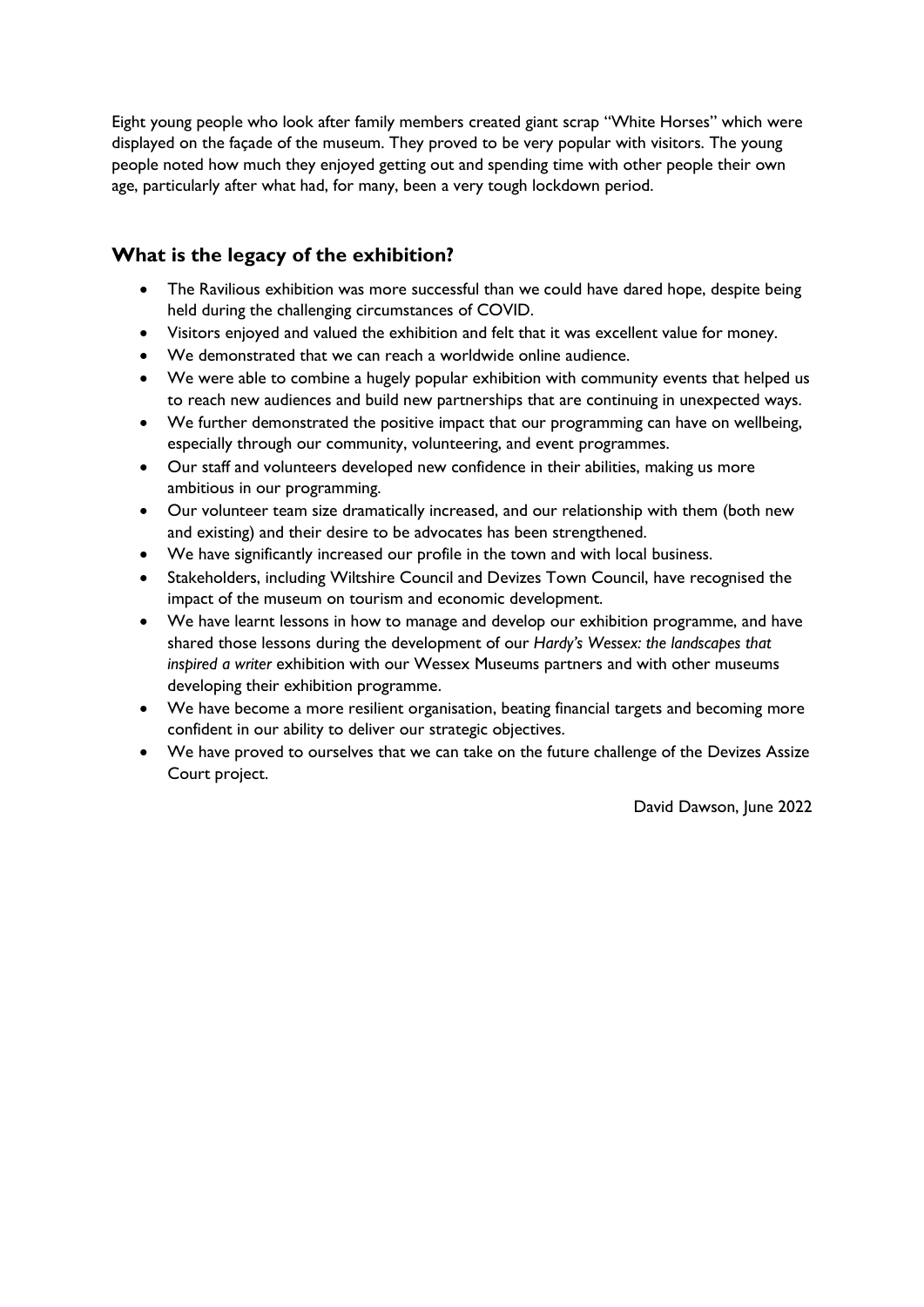Eight young people who look after family members created giant scrap "White Horses" which were displayed on the façade of the museum. They proved to be very popular with visitors. The young people noted how much they enjoyed getting out and spending time with other people their own age, particularly after what had, for many, been a very tough lockdown period.

## What is the legacy of the exhibition?

- The Ravilious exhibition was more successful than we could have dared hope, despite being held during the challenging circumstances of COVID.
- Visitors enjoyed and valued the exhibition and felt that it was excellent value for money.
- We demonstrated that we can reach a worldwide online audience.
- We were able to combine a hugely popular exhibition with community events that helped us to reach new audiences and build new partnerships that are continuing in unexpected ways.
- We further demonstrated the positive impact that our programming can have on wellbeing, especially through our community, volunteering, and event programmes.
- Our staff and volunteers developed new confidence in their abilities, making us more ambitious in our programming.
- Our volunteer team size dramatically increased, and our relationship with them (both new and existing) and their desire to be advocates has been strengthened.
- We have significantly increased our profile in the town and with local business.
- Stakeholders, including Wiltshire Council and Devizes Town Council, have recognised the impact of the museum on tourism and economic development.
- We have learnt lessons in how to manage and develop our exhibition programme, and have shared those lessons during the development of our *Hardy's Wessex: the landscapes that inspired a writer* exhibition with our Wessex Museums partners and with other museums developing their exhibition programme.
- We have become a more resilient organisation, beating financial targets and becoming more confident in our ability to deliver our strategic objectives.
- We have proved to ourselves that we can take on the future challenge of the Devizes Assize Court project.

David Dawson, June 2022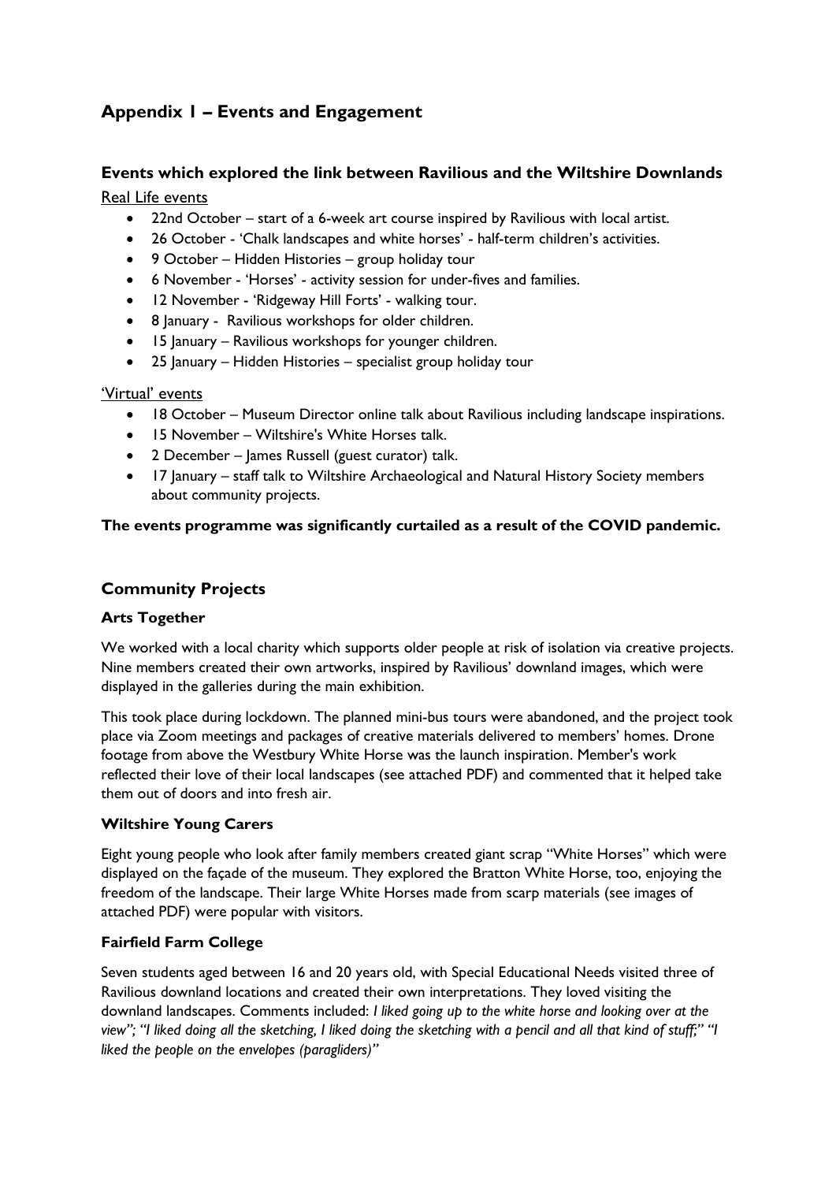## Appendix 1 – Events and Engagement

### Events which explored the link between Ravilious and the Wiltshire Downlands

Real Life events

- 22nd October – start of a 6-week art course inspired by Ravilious with local artist.
- 26 October - 'Chalk landscapes and white horses' - half-term children's activities.
- 9 October – Hidden Histories – group holiday tour
- 6 November - 'Horses' - activity session for under-fives and families.
- 12 November - 'Ridgeway Hill Forts' - walking tour.
- 8 January - Ravilious workshops for older children.
- 15 January – Ravilious workshops for younger children.
- 25 January – Hidden Histories – specialist group holiday tour

'Virtual' events

- 18 October – Museum Director online talk about Ravilious including landscape inspirations.
- 15 November – Wiltshire's White Horses talk.
- 2 December – James Russell (guest curator) talk.
- 17 January – staff talk to Wiltshire Archaeological and Natural History Society members about community projects.

**The events programme was significantly curtailed as a result of the COVID pandemic.**

## Community Projects

### Arts Together

We worked with a local charity which supports older people at risk of isolation via creative projects. Nine members created their own artworks, inspired by Ravilious' downland images, which were displayed in the galleries during the main exhibition.

This took place during lockdown. The planned mini-bus tours were abandoned, and the project took place via Zoom meetings and packages of creative materials delivered to members' homes. Drone footage from above the Westbury White Horse was the launch inspiration. Member's work reflected their love of their local landscapes (see attached PDF) and commented that it helped take them out of doors and into fresh air.

### Wiltshire Young Carers

Eight young people who look after family members created giant scrap "White Horses" which were displayed on the façade of the museum. They explored the Bratton White Horse, too, enjoying the freedom of the landscape. Their large White Horses made from scarp materials (see images of attached PDF) were popular with visitors.

### Fairfield Farm College

Seven students aged between 16 and 20 years old, with Special Educational Needs visited three of Ravilious downland locations and created their own interpretations. They loved visiting the downland landscapes. Comments included: *I liked going up to the white horse and looking over at the view"; "I liked doing all the sketching, I liked doing the sketching with a pencil and all that kind of stuff;" "I liked the people on the envelopes (paragliders)"*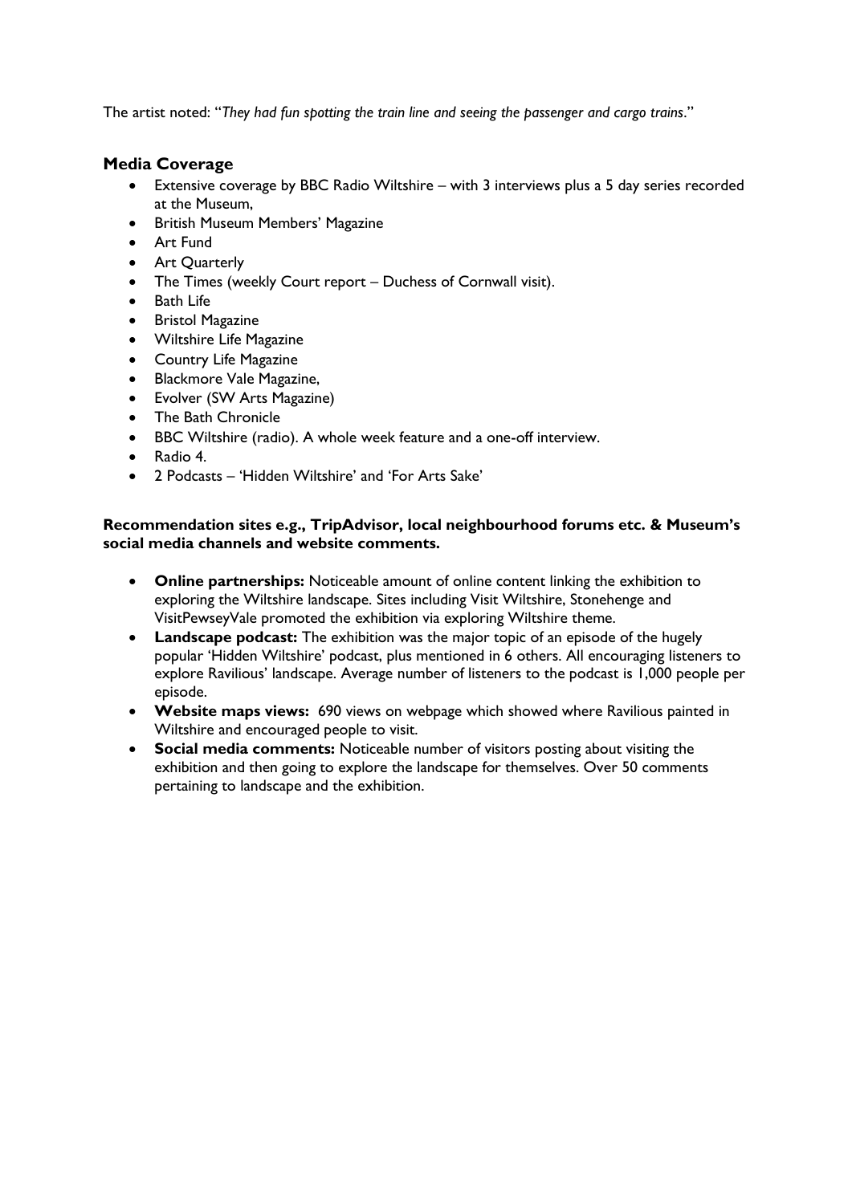The artist noted: "*They had fun spotting the train line and seeing the passenger and cargo trains*."

## Media Coverage

- Extensive coverage by BBC Radio Wiltshire – with 3 interviews plus a 5 day series recorded at the Museum,
- British Museum Members' Magazine
- Art Fund
- Art Quarterly
- The Times (weekly Court report – Duchess of Cornwall visit).
- Bath Life
- Bristol Magazine
- Wiltshire Life Magazine
- Country Life Magazine
- Blackmore Vale Magazine,
- Evolver (SW Arts Magazine)
- The Bath Chronicle
- BBC Wiltshire (radio). A whole week feature and a one-off interview.
- Radio 4.
- 2 Podcasts – 'Hidden Wiltshire' and 'For Arts Sake'

**Recommendation sites e.g., TripAdvisor, local neighbourhood forums etc. & Museum's social media channels and website comments.**

- **Online partnerships:** Noticeable amount of online content linking the exhibition to exploring the Wiltshire landscape. Sites including Visit Wiltshire, Stonehenge and VisitPewseyVale promoted the exhibition via exploring Wiltshire theme.
- **Landscape podcast:** The exhibition was the major topic of an episode of the hugely popular 'Hidden Wiltshire' podcast, plus mentioned in 6 others. All encouraging listeners to explore Ravilious' landscape. Average number of listeners to the podcast is 1,000 people per episode.
- **Website maps views:** 690 views on webpage which showed where Ravilious painted in Wiltshire and encouraged people to visit.
- **Social media comments:** Noticeable number of visitors posting about visiting the exhibition and then going to explore the landscape for themselves. Over 50 comments pertaining to landscape and the exhibition.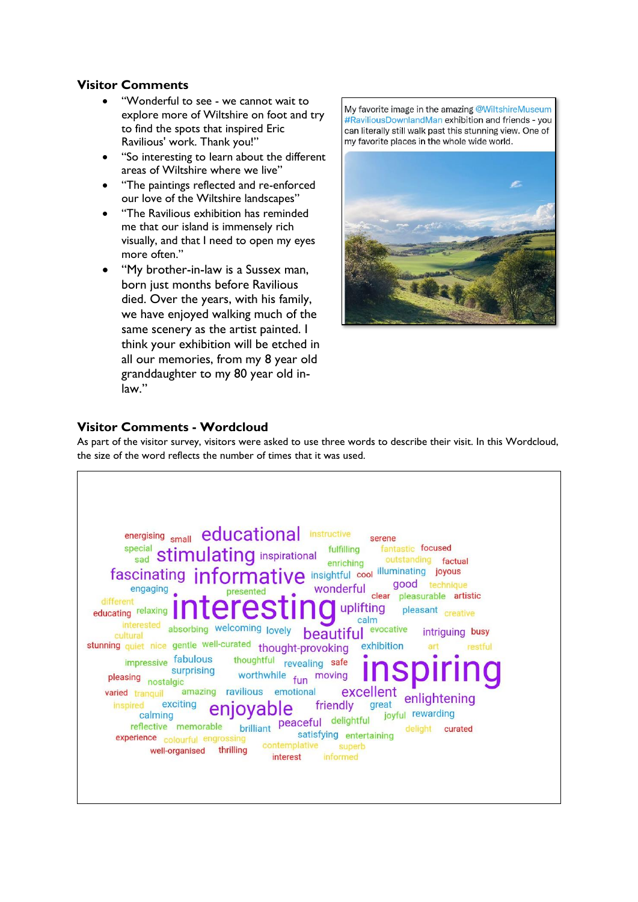## Visitor Comments

- "Wonderful to see - we cannot wait to explore more of Wiltshire on foot and try to find the spots that inspired Eric Ravilious' work. Thank you!"
- "So interesting to learn about the different areas of Wiltshire where we live"
- "The paintings reflected and re-enforced our love of the Wiltshire landscapes"
- "The Ravilious exhibition has reminded me that our island is immensely rich visually, and that I need to open my eyes more often."
- "My brother-in-law is a Sussex man, born just months before Ravilious died. Over the years, with his family, we have enjoyed walking much of the same scenery as the artist painted. I think your exhibition will be etched in all our memories, from my 8 year old granddaughter to my 80 year old in-law."

My favorite image in the amazing @WiltshireMuseum #RaviliousDownlandMan exhibition and friends - you can literally still walk past this stunning view. One of my favorite places in the whole wide world.

## Visitor Comments - Wordcloud

As part of the visitor survey, visitors were asked to use three words to describe their visit. In this Wordcloud, the size of the word reflects the number of times that it was used.

energising small educational instructive serene special sad stimulating inspirational fulfilling fantastic focused enriching outstanding factual fascinating informative insightful cool illuminating joyous engaging presented wonderful good technique different clear pleasurable artistic educating relaxing interesting uplifting pleasant creative interested calm cultural absorbing welcoming lovely beautiful evocative intriguing busy stunning quiet nice gentle well-curated thought-provoking exhibition art restful impressive fabulous thoughtful revealing safe inspiring pleasing surprising worthwhile fun moving nostalgic varied tranquil amazing ravilious emotional excellent enlightening inspired exciting enjoyable friendly great calming joyful rewarding reflective memorable brilliant peaceful delightful delight curated experience colourful engrossing satisfying entertaining well-organised thrilling contemplative superb interest informed